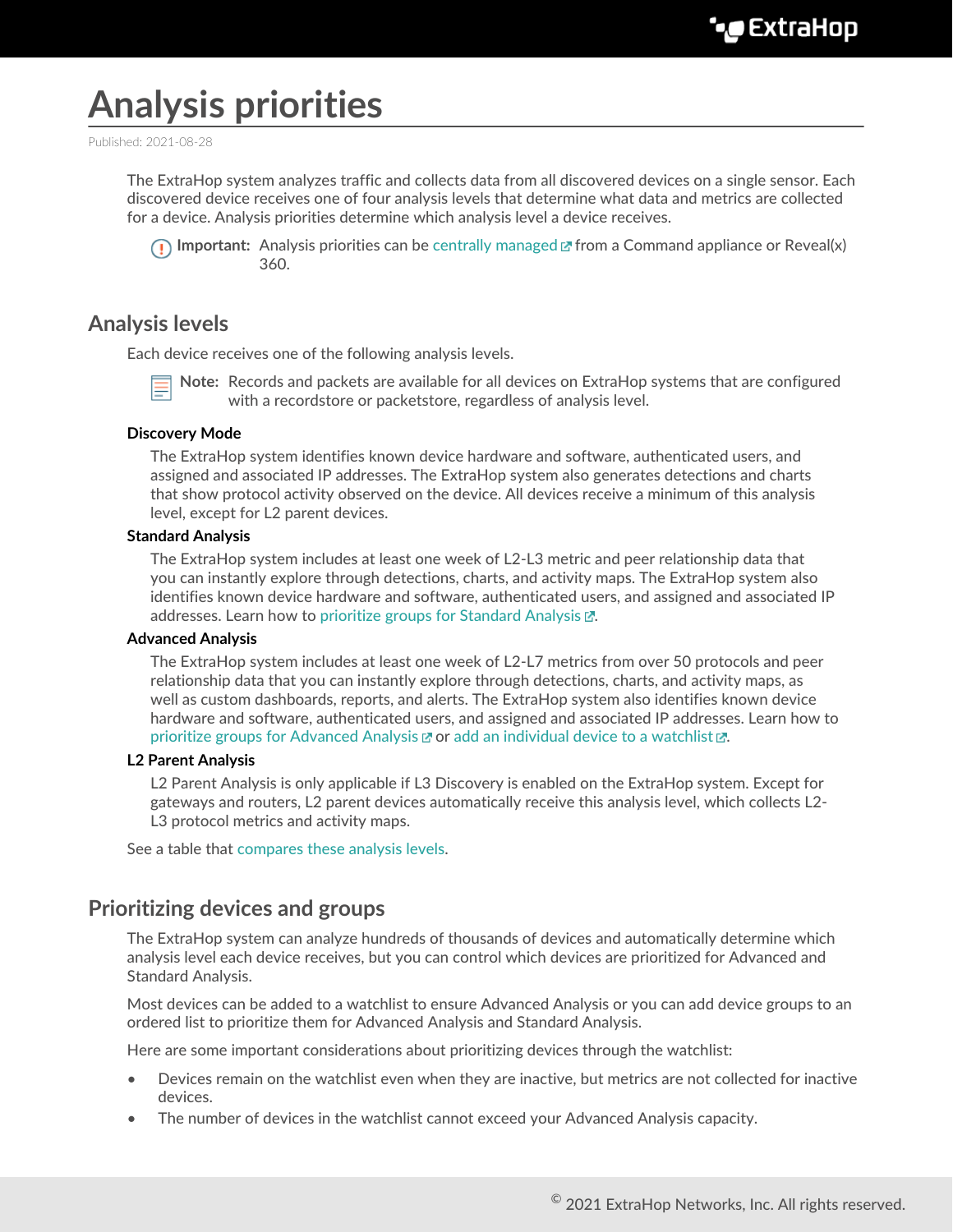# Analysis priorities

Published: 2021-08-28

The ExtraHop system analyzes traffic and collects data from all discovered devices on a single sensor. Each discovered device receives one of four analysis levels that determine what data and metrics are collected for a device. Analysis priorities determine which analysis level a device receives.

**Important:** Analysis priorities can be centrally managed from a Command appliance or Reveal(x) 360.

## Analysis levels

Each device receives one of the following analysis levels.

**Note:** Records and packets are available for all devices on ExtraHop systems that are configured with a recordstore or packetstore, regardless of analysis level.

**Discovery Mode**

The ExtraHop system identifies known device hardware and software, authenticated users, and assigned and associated IP addresses. The ExtraHop system also generates detections and charts that show protocol activity observed on the device. All devices receive a minimum of this analysis level, except for L2 parent devices.

**Standard Analysis**

The ExtraHop system includes at least one week of L2-L3 metric and peer relationship data that you can instantly explore through detections, charts, and activity maps. The ExtraHop system also identifies known device hardware and software, authenticated users, and assigned and associated IP addresses. Learn how to prioritize groups for Standard Analysis.

**Advanced Analysis**

The ExtraHop system includes at least one week of L2-L7 metrics from over 50 protocols and peer relationship data that you can instantly explore through detections, charts, and activity maps, as well as custom dashboards, reports, and alerts. The ExtraHop system also identifies known device hardware and software, authenticated users, and assigned and associated IP addresses. Learn how to prioritize groups for Advanced Analysis or add an individual device to a watchlist.

**L2 Parent Analysis**

L2 Parent Analysis is only applicable if L3 Discovery is enabled on the ExtraHop system. Except for gateways and routers, L2 parent devices automatically receive this analysis level, which collects L2-L3 protocol metrics and activity maps.

See a table that compares these analysis levels.

## Prioritizing devices and groups

The ExtraHop system can analyze hundreds of thousands of devices and automatically determine which analysis level each device receives, but you can control which devices are prioritized for Advanced and Standard Analysis.

Most devices can be added to a watchlist to ensure Advanced Analysis or you can add device groups to an ordered list to prioritize them for Advanced Analysis and Standard Analysis.

Here are some important considerations about prioritizing devices through the watchlist:

- Devices remain on the watchlist even when they are inactive, but metrics are not collected for inactive devices.
- The number of devices in the watchlist cannot exceed your Advanced Analysis capacity.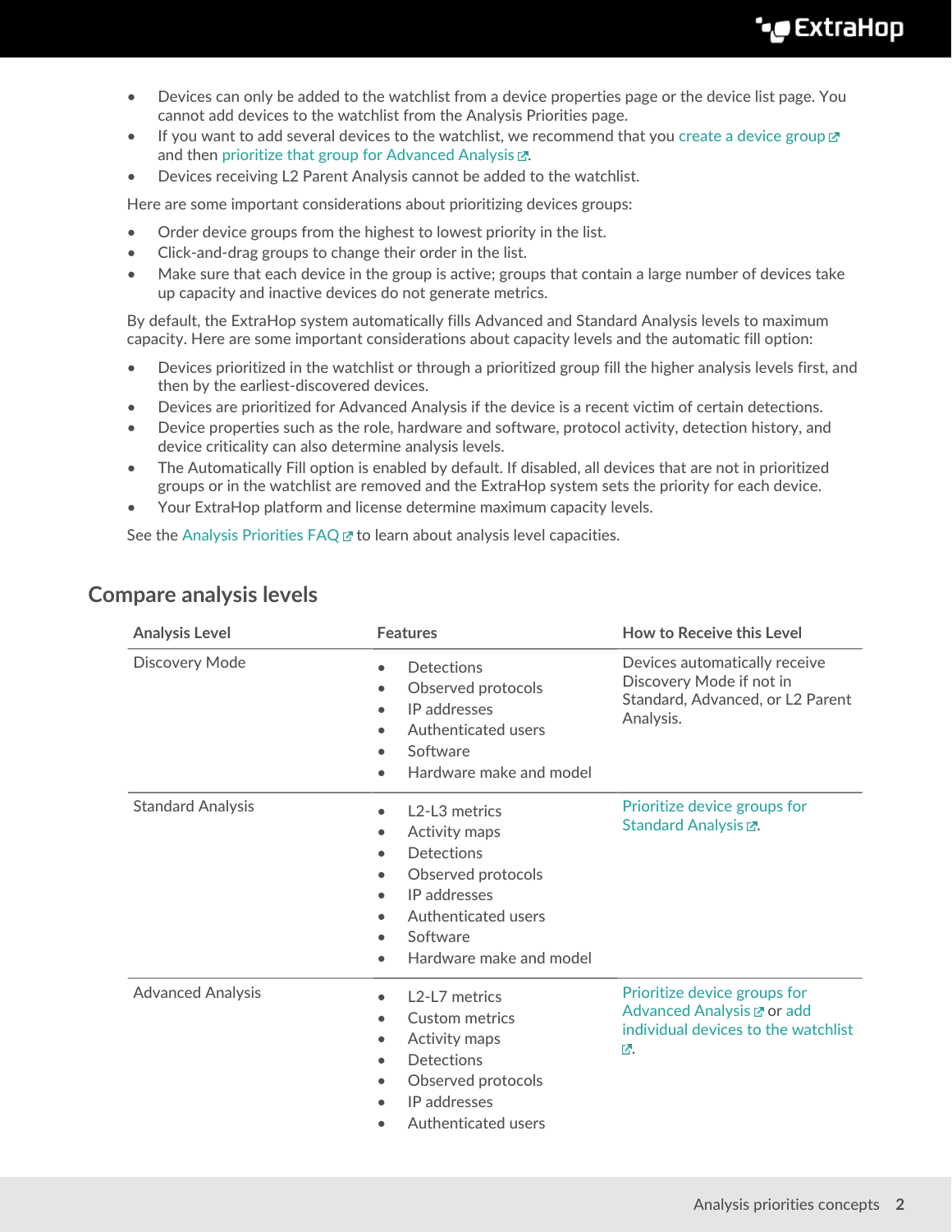- Devices can only be added to the watchlist from a device properties page or the device list page. You cannot add devices to the watchlist from the Analysis Priorities page.
- If you want to add several devices to the watchlist, we recommend that you create a device group and then prioritize that group for Advanced Analysis.
- Devices receiving L2 Parent Analysis cannot be added to the watchlist.

Here are some important considerations about prioritizing devices groups:

- Order device groups from the highest to lowest priority in the list.
- Click-and-drag groups to change their order in the list.
- Make sure that each device in the group is active; groups that contain a large number of devices take up capacity and inactive devices do not generate metrics.

By default, the ExtraHop system automatically fills Advanced and Standard Analysis levels to maximum capacity. Here are some important considerations about capacity levels and the automatic fill option:

- Devices prioritized in the watchlist or through a prioritized group fill the higher analysis levels first, and then by the earliest-discovered devices.
- Devices are prioritized for Advanced Analysis if the device is a recent victim of certain detections.
- Device properties such as the role, hardware and software, protocol activity, detection history, and device criticality can also determine analysis levels.
- The Automatically Fill option is enabled by default. If disabled, all devices that are not in prioritized groups or in the watchlist are removed and the ExtraHop system sets the priority for each device.
- Your ExtraHop platform and license determine maximum capacity levels.

See the Analysis Priorities FAQ to learn about analysis level capacities.

## Compare analysis levels

| Analysis Level | Features | How to Receive this Level |
| --- | --- | --- |
| Discovery Mode | • Detections<br>• Observed protocols<br>• IP addresses<br>• Authenticated users<br>• Software<br>• Hardware make and model | Devices automatically receive Discovery Mode if not in Standard, Advanced, or L2 Parent Analysis. |
| Standard Analysis | • L2-L3 metrics<br>• Activity maps<br>• Detections<br>• Observed protocols<br>• IP addresses<br>• Authenticated users<br>• Software<br>• Hardware make and model | Prioritize device groups for Standard Analysis. |
| Advanced Analysis | • L2-L7 metrics<br>• Custom metrics<br>• Activity maps<br>• Detections<br>• Observed protocols<br>• IP addresses<br>• Authenticated users | Prioritize device groups for Advanced Analysis or add individual devices to the watchlist. |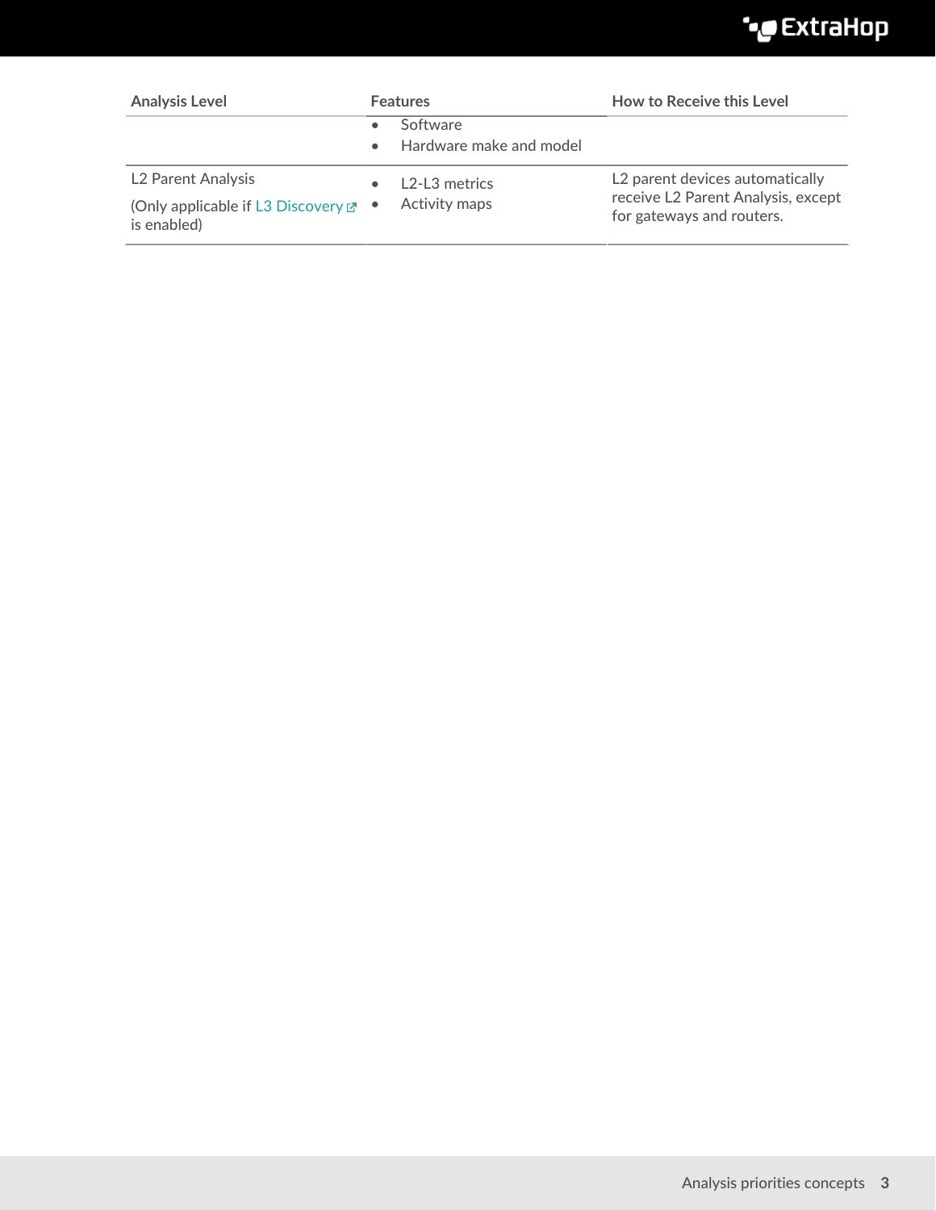| Analysis Level | Features | How to Receive this Level |
| --- | --- | --- |
| | • Software<br>• Hardware make and model | |
| L2 Parent Analysis<br>(Only applicable if L3 Discovery is enabled) | • L2-L3 metrics<br>• Activity maps | L2 parent devices automatically receive L2 Parent Analysis, except for gateways and routers. |